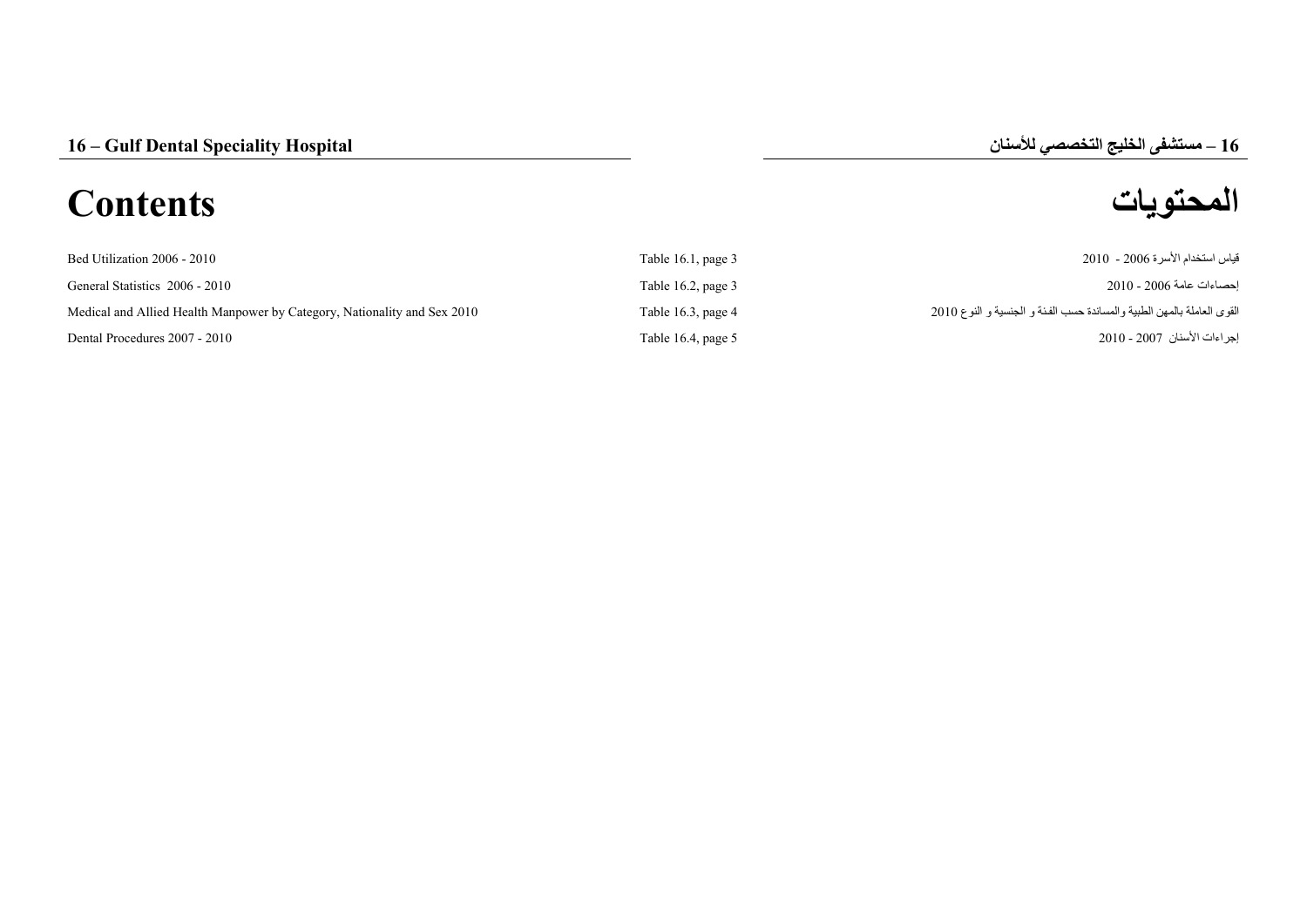## 16 – Gulf Dental Speciality Hospital

## 16 – مستشفى الخليج التخصصي للأسنان

# Contents

# المحتويات

| | | |
|---|---|---|
| Bed Utilization 2006 - 2010 | Table 16.1, page 3 | قياس استخدام الأسرة 2006 - 2010 |
| General Statistics 2006 - 2010 | Table 16.2, page 3 | إحصاءات عامة 2006 - 2010 |
| Medical and Allied Health Manpower by Category, Nationality and Sex 2010 | Table 16.3, page 4 | القوى العاملة بالمهن الطبية والمساندة حسب الفئة و الجنسية و النوع 2010 |
| Dental Procedures 2007 - 2010 | Table 16.4, page 5 | إجراءات الأسنان 2007 - 2010 |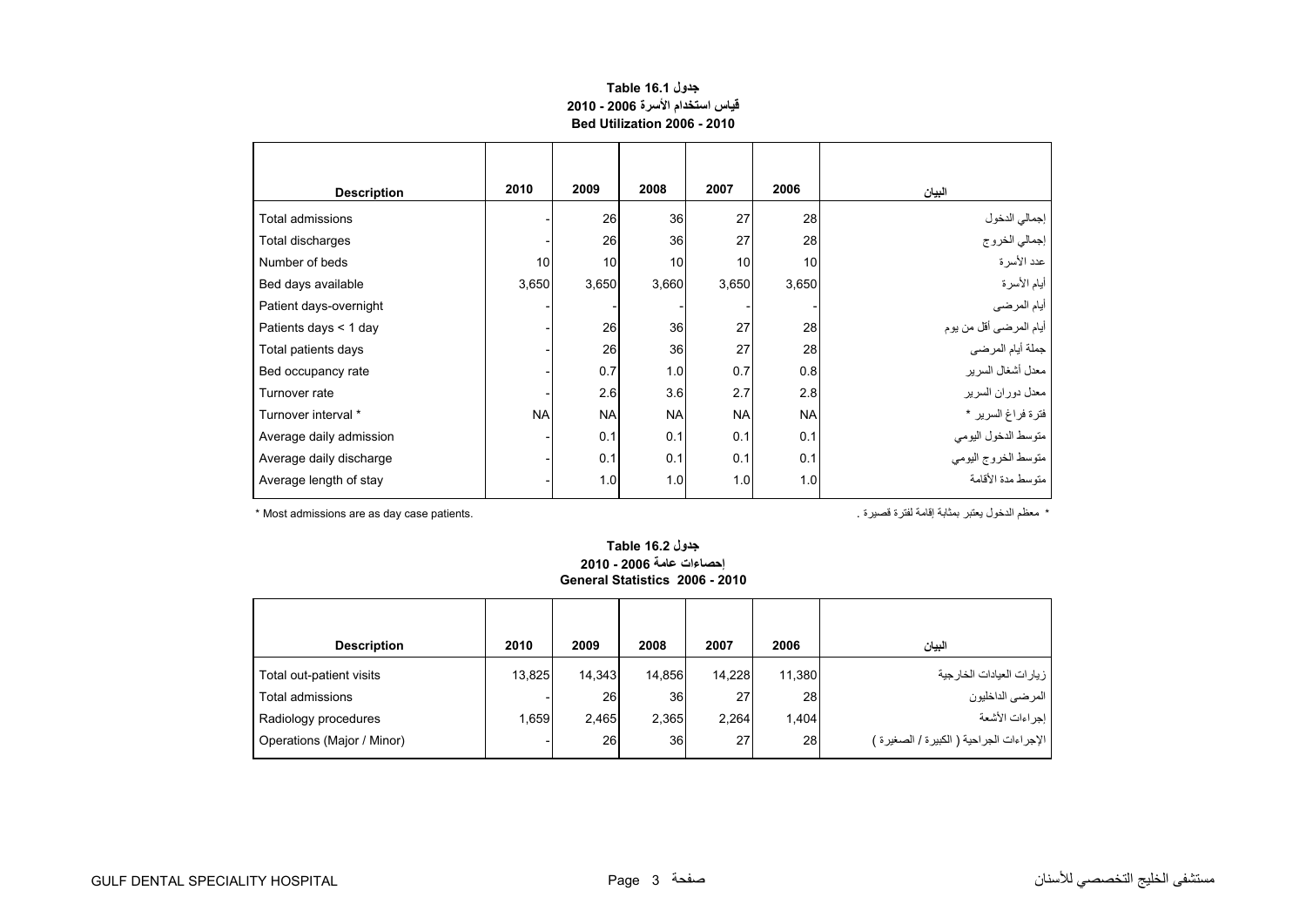**جدول Table 16.1**
**قياس استخدام الأسرة 2006 - 2010**
**Bed Utilization 2006 - 2010**

| Description | 2010 | 2009 | 2008 | 2007 | 2006 | البيان |
|---|---|---|---|---|---|---|
| Total admissions | - | 26 | 36 | 27 | 28 | إجمالي الدخول |
| Total discharges | - | 26 | 36 | 27 | 28 | إجمالي الخروج |
| Number of beds | 10 | 10 | 10 | 10 | 10 | عدد الأسرة |
| Bed days available | 3,650 | 3,650 | 3,660 | 3,650 | 3,650 | أيام الأسرة |
| Patient days-overnight | - | - | - | - | - | أيام المرضى |
| Patients days < 1 day | - | 26 | 36 | 27 | 28 | أيام المرضى أقل من يوم |
| Total patients days | - | 26 | 36 | 27 | 28 | جملة أيام المرضى |
| Bed occupancy rate | - | 0.7 | 1.0 | 0.7 | 0.8 | معدل أشغال السرير |
| Turnover rate | - | 2.6 | 3.6 | 2.7 | 2.8 | معدل دوران السرير |
| Turnover interval * | NA | NA | NA | NA | NA | فترة فراغ السرير * |
| Average daily admission | - | 0.1 | 0.1 | 0.1 | 0.1 | متوسط الدخول اليومي |
| Average daily discharge | - | 0.1 | 0.1 | 0.1 | 0.1 | متوسط الخروج اليومي |
| Average length of stay | - | 1.0 | 1.0 | 1.0 | 1.0 | متوسط مدة الأقامة |

* Most admissions are as day case patients.

* معظم الدخول يعتبر بمثابة إقامة لفترة قصيرة .

**جدول Table 16.2**
**إحصاءات عامة 2006 - 2010**
**General Statistics 2006 - 2010**

| Description | 2010 | 2009 | 2008 | 2007 | 2006 | البيان |
|---|---|---|---|---|---|---|
| Total out-patient visits | 13,825 | 14,343 | 14,856 | 14,228 | 11,380 | زيارات العيادات الخارجية |
| Total admissions | - | 26 | 36 | 27 | 28 | المرضى الداخليون |
| Radiology procedures | 1,659 | 2,465 | 2,365 | 2,264 | 1,404 | إجراءات الأشعة |
| Operations (Major / Minor) | - | 26 | 36 | 27 | 28 | الإجراءات الجراحية ( الكبيرة / الصغيرة ) |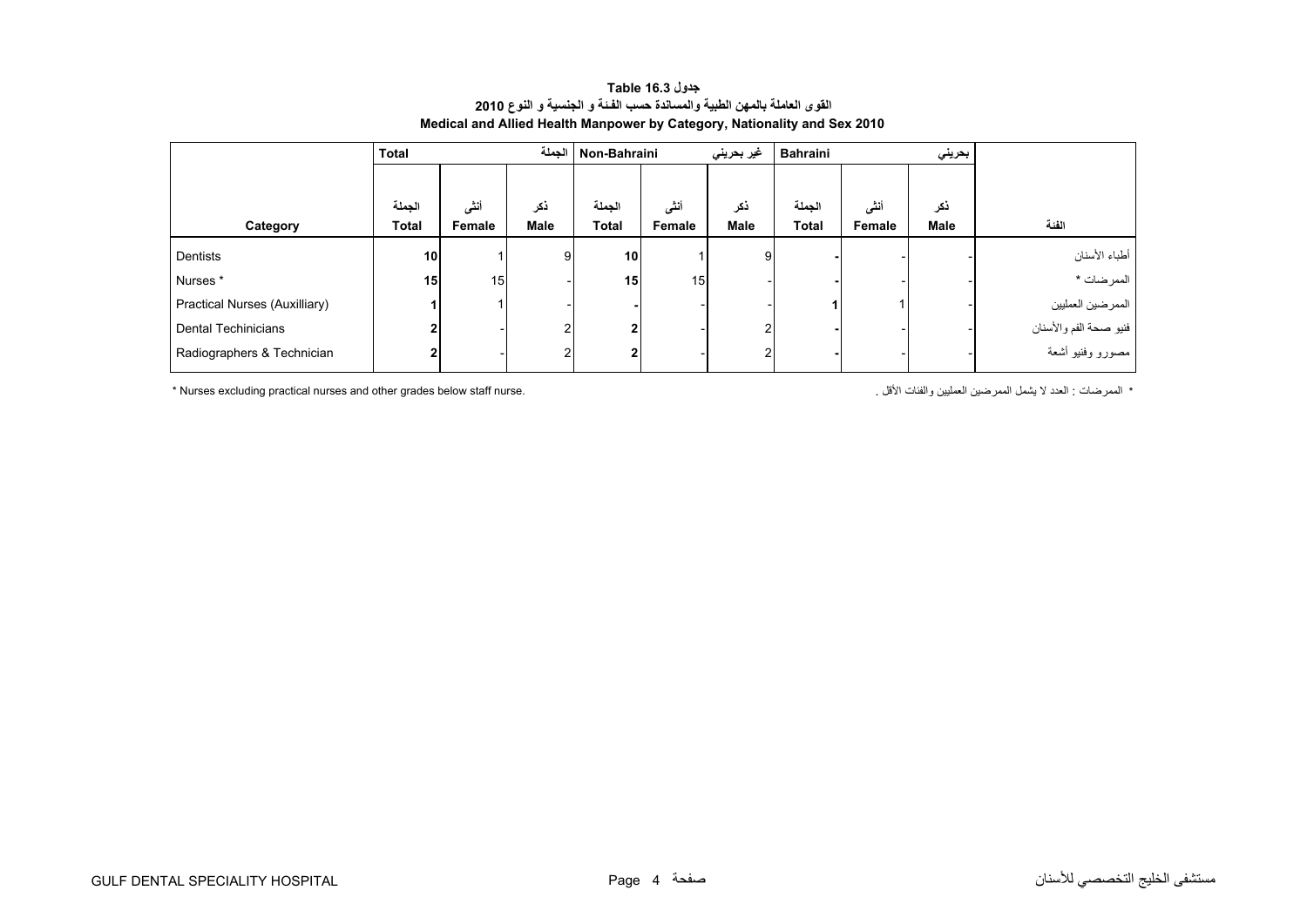**جدول Table 16.3**

**القوى العاملة بالمهن الطبية والمساندة حسب الفئة و الجنسية و النوع 2010**

**Medical and Allied Health Manpower by Category, Nationality and Sex 2010**

| | Total الجملة | | | Non-Bahraini غير بحريني | | | Bahraini بحريني | | | |
|---|---|---|---|---|---|---|---|---|---|---|
| Category | الجملة Total | أنثى Female | ذكر Male | الجملة Total | أنثى Female | ذكر Male | الجملة Total | أنثى Female | ذكر Male | الفئة |
| Dentists | **10** | 1 | 9 | **10** | 1 | 9 | **-** | - | - | أطباء الأسنان |
| Nurses * | **15** | 15 | - | **15** | 15 | - | **-** | - | - | الممرضات * |
| Practical Nurses (Auxilliary) | **1** | 1 | - | **-** | - | - | **1** | 1 | - | الممرضين العمليين |
| Dental Techinicians | **2** | - | 2 | **2** | - | 2 | **-** | - | - | فنيو صحة الفم والأسنان |
| Radiographers & Technician | **2** | - | 2 | **2** | - | 2 | **-** | - | - | مصورو وفنيو أشعة |

\* Nurses excluding practical nurses and other grades below staff nurse.

\* الممرضات : العدد لا يشمل الممرضين العمليين والفئات الأقل .

GULF DENTAL SPECIALITY HOSPITAL — مستشفى الخليج التخصصي للأسنان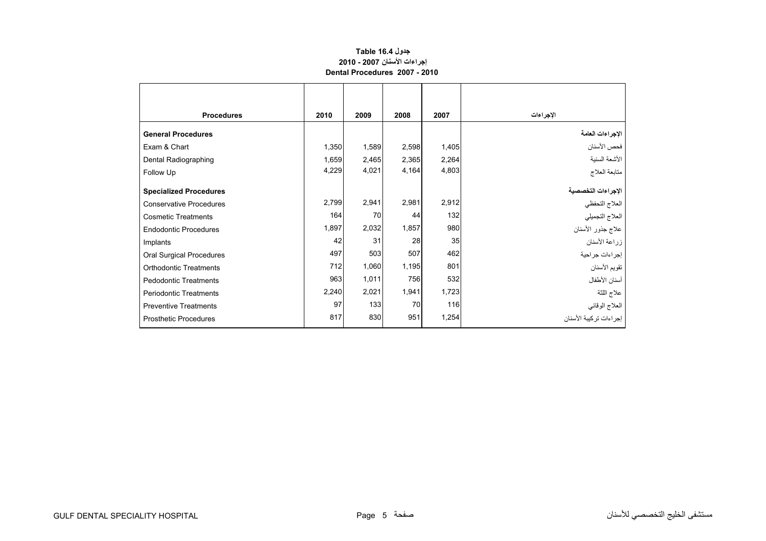**جدول Table 16.4**

**إجراءات الأسنان 2007 - 2010**

**Dental Procedures 2007 - 2010**

| Procedures | 2010 | 2009 | 2008 | 2007 | الإجراءات |
|---|---|---|---|---|---|
| **General Procedures** | | | | | **الإجراءات العامة** |
| Exam & Chart | 1,350 | 1,589 | 2,598 | 1,405 | فحص الأسنان |
| Dental Radiographing | 1,659 | 2,465 | 2,365 | 2,264 | الأشعة السنية |
| Follow Up | 4,229 | 4,021 | 4,164 | 4,803 | متابعة العلاج |
| **Specialized Procedures** | | | | | **الإجراءات التخصصية** |
| Conservative Procedures | 2,799 | 2,941 | 2,981 | 2,912 | العلاج التحفظي |
| Cosmetic Treatments | 164 | 70 | 44 | 132 | العلاج التجميلي |
| Endodontic Procedures | 1,897 | 2,032 | 1,857 | 980 | علاج جذور الأسنان |
| Implants | 42 | 31 | 28 | 35 | زراعة الأسنان |
| Oral Surgical Procedures | 497 | 503 | 507 | 462 | إجراءات جراحية |
| Orthodontic Treatments | 712 | 1,060 | 1,195 | 801 | تقويم الأسنان |
| Pedodontic Treatments | 963 | 1,011 | 756 | 532 | أسنان الأطفال |
| Periodontic Treatments | 2,240 | 2,021 | 1,941 | 1,723 | علاج اللثة |
| Preventive Treatments | 97 | 133 | 70 | 116 | العلاج الوقائي |
| Prosthetic Procedures | 817 | 830 | 951 | 1,254 | إجراءات تركيبة الأسنان |